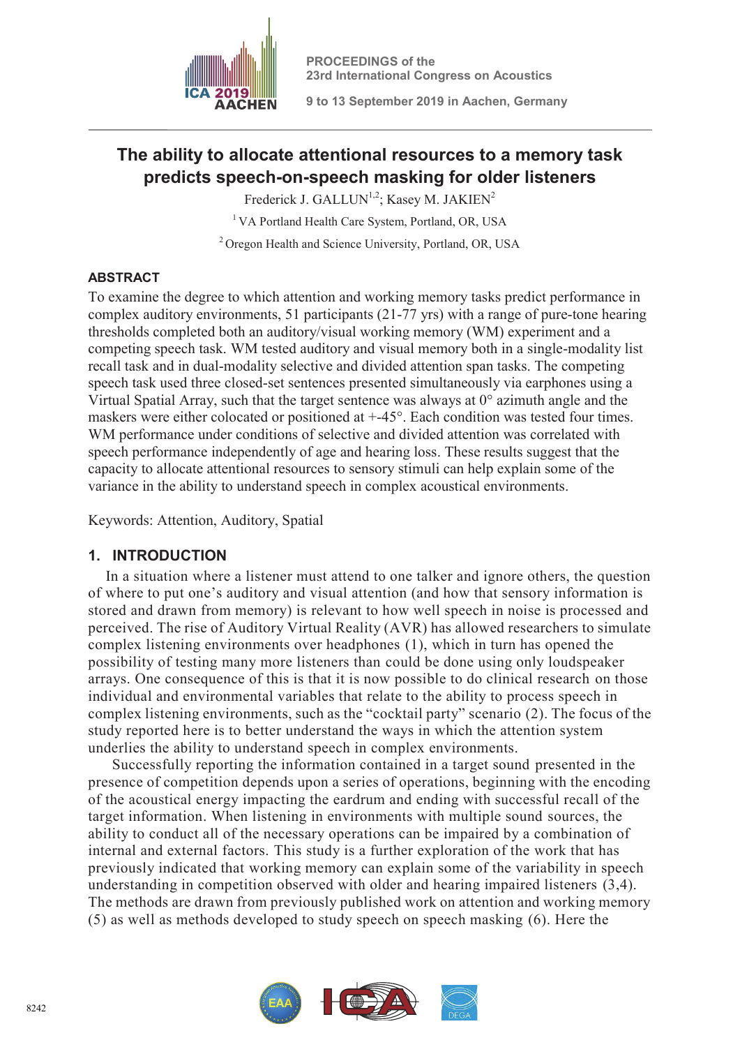# The ability to allocate attentional resources to a memory task predicts speech-on-speech masking for older listeners

Frederick J. GALLUN[1,2]; Kasey M. JAKIEN[2]

[1] VA Portland Health Care System, Portland, OR, USA

[2] Oregon Health and Science University, Portland, OR, USA

## ABSTRACT

To examine the degree to which attention and working memory tasks predict performance in complex auditory environments, 51 participants (21-77 yrs) with a range of pure-tone hearing thresholds completed both an auditory/visual working memory (WM) experiment and a competing speech task. WM tested auditory and visual memory both in a single-modality list recall task and in dual-modality selective and divided attention span tasks. The competing speech task used three closed-set sentences presented simultaneously via earphones using a Virtual Spatial Array, such that the target sentence was always at 0° azimuth angle and the maskers were either colocated or positioned at +-45°. Each condition was tested four times. WM performance under conditions of selective and divided attention was correlated with speech performance independently of age and hearing loss. These results suggest that the capacity to allocate attentional resources to sensory stimuli can help explain some of the variance in the ability to understand speech in complex acoustical environments.

Keywords: Attention, Auditory, Spatial

## 1. INTRODUCTION

In a situation where a listener must attend to one talker and ignore others, the question of where to put one's auditory and visual attention (and how that sensory information is stored and drawn from memory) is relevant to how well speech in noise is processed and perceived. The rise of Auditory Virtual Reality (AVR) has allowed researchers to simulate complex listening environments over headphones (1), which in turn has opened the possibility of testing many more listeners than could be done using only loudspeaker arrays. One consequence of this is that it is now possible to do clinical research on those individual and environmental variables that relate to the ability to process speech in complex listening environments, such as the "cocktail party" scenario (2). The focus of the study reported here is to better understand the ways in which the attention system underlies the ability to understand speech in complex environments.

Successfully reporting the information contained in a target sound presented in the presence of competition depends upon a series of operations, beginning with the encoding of the acoustical energy impacting the eardrum and ending with successful recall of the target information. When listening in environments with multiple sound sources, the ability to conduct all of the necessary operations can be impaired by a combination of internal and external factors. This study is a further exploration of the work that has previously indicated that working memory can explain some of the variability in speech understanding in competition observed with older and hearing impaired listeners (3,4). The methods are drawn from previously published work on attention and working memory (5) as well as methods developed to study speech on speech masking (6). Here the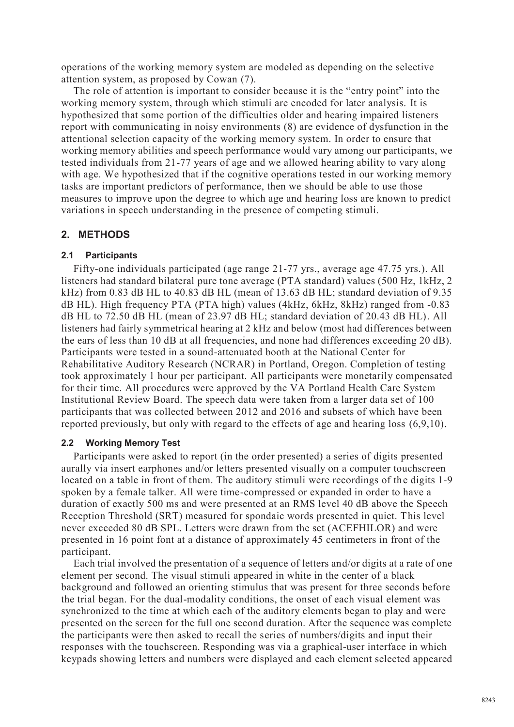operations of the working memory system are modeled as depending on the selective attention system, as proposed by Cowan (7).

The role of attention is important to consider because it is the "entry point" into the working memory system, through which stimuli are encoded for later analysis. It is hypothesized that some portion of the difficulties older and hearing impaired listeners report with communicating in noisy environments (8) are evidence of dysfunction in the attentional selection capacity of the working memory system. In order to ensure that working memory abilities and speech performance would vary among our participants, we tested individuals from 21-77 years of age and we allowed hearing ability to vary along with age. We hypothesized that if the cognitive operations tested in our working memory tasks are important predictors of performance, then we should be able to use those measures to improve upon the degree to which age and hearing loss are known to predict variations in speech understanding in the presence of competing stimuli.

## 2. METHODS

### 2.1 Participants

Fifty-one individuals participated (age range 21-77 yrs., average age 47.75 yrs.). All listeners had standard bilateral pure tone average (PTA standard) values (500 Hz, 1kHz, 2 kHz) from 0.83 dB HL to 40.83 dB HL (mean of 13.63 dB HL; standard deviation of 9.35 dB HL). High frequency PTA (PTA high) values (4kHz, 6kHz, 8kHz) ranged from -0.83 dB HL to 72.50 dB HL (mean of 23.97 dB HL; standard deviation of 20.43 dB HL). All listeners had fairly symmetrical hearing at 2 kHz and below (most had differences between the ears of less than 10 dB at all frequencies, and none had differences exceeding 20 dB). Participants were tested in a sound-attenuated booth at the National Center for Rehabilitative Auditory Research (NCRAR) in Portland, Oregon. Completion of testing took approximately 1 hour per participant. All participants were monetarily compensated for their time. All procedures were approved by the VA Portland Health Care System Institutional Review Board. The speech data were taken from a larger data set of 100 participants that was collected between 2012 and 2016 and subsets of which have been reported previously, but only with regard to the effects of age and hearing loss (6,9,10).

### 2.2 Working Memory Test

Participants were asked to report (in the order presented) a series of digits presented aurally via insert earphones and/or letters presented visually on a computer touchscreen located on a table in front of them. The auditory stimuli were recordings of the digits 1-9 spoken by a female talker. All were time-compressed or expanded in order to have a duration of exactly 500 ms and were presented at an RMS level 40 dB above the Speech Reception Threshold (SRT) measured for spondaic words presented in quiet. This level never exceeded 80 dB SPL. Letters were drawn from the set (ACEFHILOR) and were presented in 16 point font at a distance of approximately 45 centimeters in front of the participant.

Each trial involved the presentation of a sequence of letters and/or digits at a rate of one element per second. The visual stimuli appeared in white in the center of a black background and followed an orienting stimulus that was present for three seconds before the trial began. For the dual-modality conditions, the onset of each visual element was synchronized to the time at which each of the auditory elements began to play and were presented on the screen for the full one second duration. After the sequence was complete the participants were then asked to recall the series of numbers/digits and input their responses with the touchscreen. Responding was via a graphical-user interface in which keypads showing letters and numbers were displayed and each element selected appeared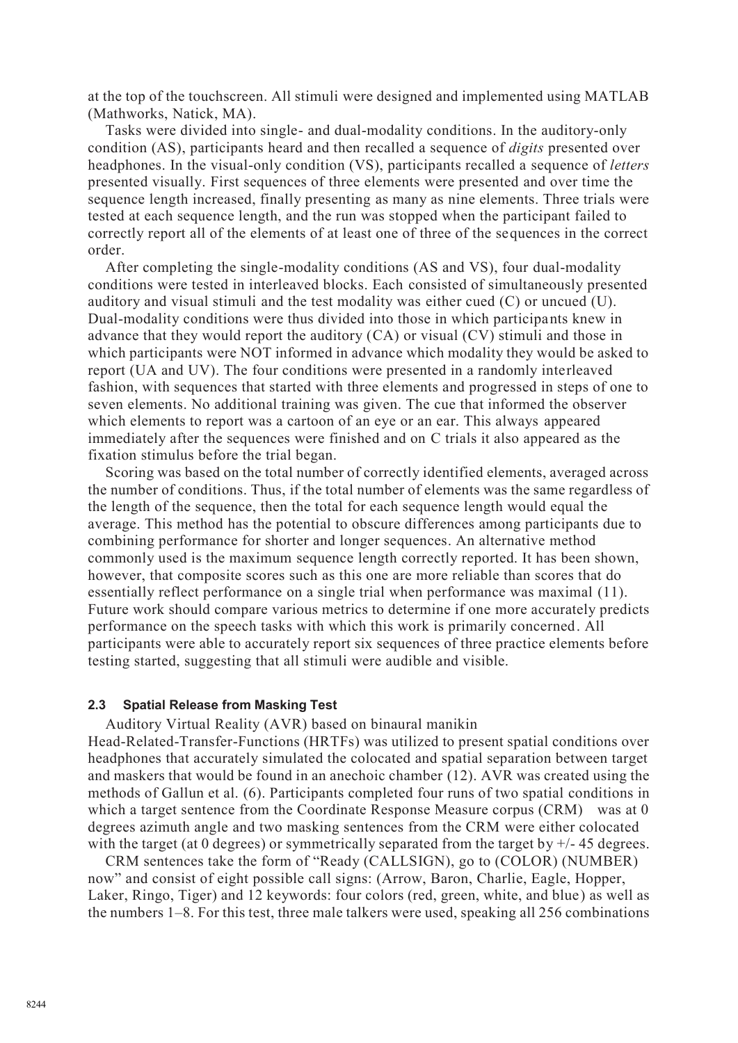at the top of the touchscreen. All stimuli were designed and implemented using MATLAB (Mathworks, Natick, MA).

Tasks were divided into single- and dual-modality conditions. In the auditory-only condition (AS), participants heard and then recalled a sequence of *digits* presented over headphones. In the visual-only condition (VS), participants recalled a sequence of *letters* presented visually. First sequences of three elements were presented and over time the sequence length increased, finally presenting as many as nine elements. Three trials were tested at each sequence length, and the run was stopped when the participant failed to correctly report all of the elements of at least one of three of the sequences in the correct order.

After completing the single-modality conditions (AS and VS), four dual-modality conditions were tested in interleaved blocks. Each consisted of simultaneously presented auditory and visual stimuli and the test modality was either cued (C) or uncued (U). Dual-modality conditions were thus divided into those in which participants knew in advance that they would report the auditory (CA) or visual (CV) stimuli and those in which participants were NOT informed in advance which modality they would be asked to report (UA and UV). The four conditions were presented in a randomly interleaved fashion, with sequences that started with three elements and progressed in steps of one to seven elements. No additional training was given. The cue that informed the observer which elements to report was a cartoon of an eye or an ear. This always appeared immediately after the sequences were finished and on C trials it also appeared as the fixation stimulus before the trial began.

Scoring was based on the total number of correctly identified elements, averaged across the number of conditions. Thus, if the total number of elements was the same regardless of the length of the sequence, then the total for each sequence length would equal the average. This method has the potential to obscure differences among participants due to combining performance for shorter and longer sequences. An alternative method commonly used is the maximum sequence length correctly reported. It has been shown, however, that composite scores such as this one are more reliable than scores that do essentially reflect performance on a single trial when performance was maximal (11). Future work should compare various metrics to determine if one more accurately predicts performance on the speech tasks with which this work is primarily concerned. All participants were able to accurately report six sequences of three practice elements before testing started, suggesting that all stimuli were audible and visible.

### 2.3 Spatial Release from Masking Test

Auditory Virtual Reality (AVR) based on binaural manikin Head-Related-Transfer-Functions (HRTFs) was utilized to present spatial conditions over headphones that accurately simulated the colocated and spatial separation between target and maskers that would be found in an anechoic chamber (12). AVR was created using the methods of Gallun et al. (6). Participants completed four runs of two spatial conditions in which a target sentence from the Coordinate Response Measure corpus (CRM) was at 0 degrees azimuth angle and two masking sentences from the CRM were either colocated with the target (at 0 degrees) or symmetrically separated from the target by +/- 45 degrees.

CRM sentences take the form of "Ready (CALLSIGN), go to (COLOR) (NUMBER) now" and consist of eight possible call signs: (Arrow, Baron, Charlie, Eagle, Hopper, Laker, Ringo, Tiger) and 12 keywords: four colors (red, green, white, and blue) as well as the numbers 1–8. For this test, three male talkers were used, speaking all 256 combinations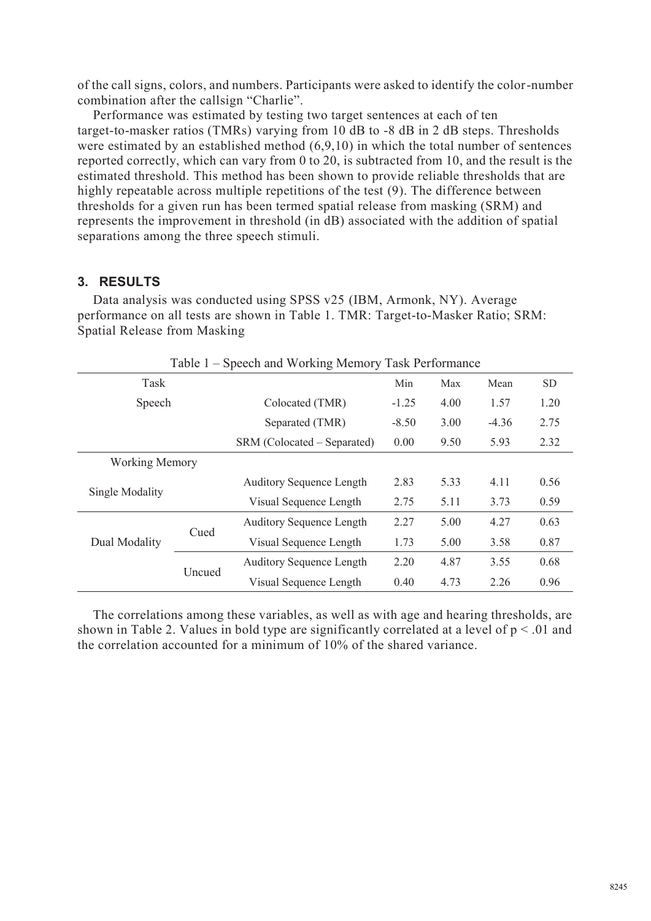of the call signs, colors, and numbers. Participants were asked to identify the color-number combination after the callsign "Charlie".

Performance was estimated by testing two target sentences at each of ten target-to-masker ratios (TMRs) varying from 10 dB to -8 dB in 2 dB steps. Thresholds were estimated by an established method (6,9,10) in which the total number of sentences reported correctly, which can vary from 0 to 20, is subtracted from 10, and the result is the estimated threshold. This method has been shown to provide reliable thresholds that are highly repeatable across multiple repetitions of the test (9). The difference between thresholds for a given run has been termed spatial release from masking (SRM) and represents the improvement in threshold (in dB) associated with the addition of spatial separations among the three speech stimuli.

## 3. RESULTS

Data analysis was conducted using SPSS v25 (IBM, Armonk, NY). Average performance on all tests are shown in Table 1. TMR: Target-to-Masker Ratio; SRM: Spatial Release from Masking

Table 1 – Speech and Working Memory Task Performance

| Task | | | Min | Max | Mean | SD |
|---|---|---|---|---|---|---|
| Speech | | Colocated (TMR) | -1.25 | 4.00 | 1.57 | 1.20 |
| | | Separated (TMR) | -8.50 | 3.00 | -4.36 | 2.75 |
| | | SRM (Colocated – Separated) | 0.00 | 9.50 | 5.93 | 2.32 |
| Working Memory | | | | | | |
| Single Modality | | Auditory Sequence Length | 2.83 | 5.33 | 4.11 | 0.56 |
| | | Visual Sequence Length | 2.75 | 5.11 | 3.73 | 0.59 |
| Dual Modality | Cued | Auditory Sequence Length | 2.27 | 5.00 | 4.27 | 0.63 |
| | | Visual Sequence Length | 1.73 | 5.00 | 3.58 | 0.87 |
| | Uncued | Auditory Sequence Length | 2.20 | 4.87 | 3.55 | 0.68 |
| | | Visual Sequence Length | 0.40 | 4.73 | 2.26 | 0.96 |

The correlations among these variables, as well as with age and hearing thresholds, are shown in Table 2. Values in bold type are significantly correlated at a level of $p < .01$ and the correlation accounted for a minimum of 10% of the shared variance.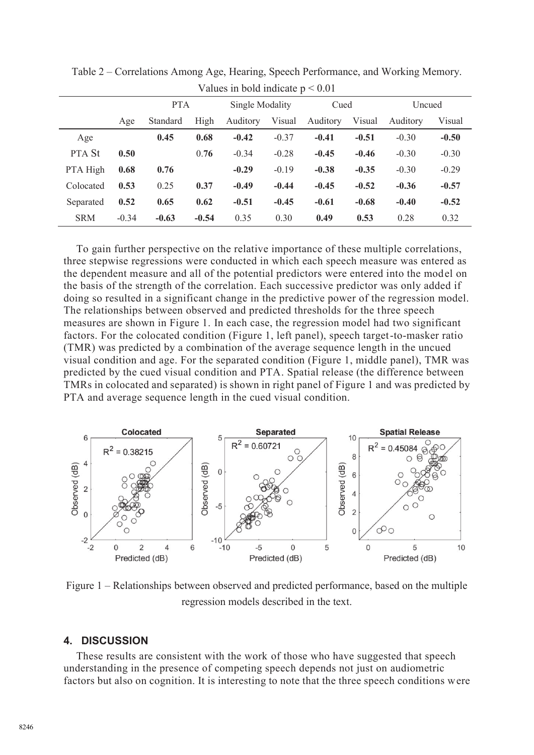Table 2 – Correlations Among Age, Hearing, Speech Performance, and Working Memory. Values in bold indicate $p < 0.01$

| | | PTA | | Single Modality | | Cued | | Uncued | |
|---|---|---|---|---|---|---|---|---|---|
| | Age | Standard | High | Auditory | Visual | Auditory | Visual | Auditory | Visual |
| Age | | **0.45** | **0.68** | **-0.42** | -0.37 | **-0.41** | **-0.51** | -0.30 | **-0.50** |
| PTA St | **0.50** | | 0.**76** | -0.34 | -0.28 | **-0.45** | **-0.46** | -0.30 | -0.30 |
| PTA High | **0.68** | **0.76** | | **-0.29** | -0.19 | **-0.38** | **-0.35** | -0.30 | -0.29 |
| Colocated | **0.53** | 0.25 | **0.37** | **-0.49** | **-0.44** | **-0.45** | **-0.52** | **-0.36** | **-0.57** |
| Separated | **0.52** | **0.65** | **0.62** | **-0.51** | **-0.45** | **-0.61** | **-0.68** | **-0.40** | **-0.52** |
| SRM | -0.34 | **-0.63** | **-0.54** | 0.35 | 0.30 | **0.49** | **0.53** | 0.28 | 0.32 |

To gain further perspective on the relative importance of these multiple correlations, three stepwise regressions were conducted in which each speech measure was entered as the dependent measure and all of the potential predictors were entered into the model on the basis of the strength of the correlation. Each successive predictor was only added if doing so resulted in a significant change in the predictive power of the regression model. The relationships between observed and predicted thresholds for the three speech measures are shown in Figure 1. In each case, the regression model had two significant factors. For the colocated condition (Figure 1, left panel), speech target-to-masker ratio (TMR) was predicted by a combination of the average sequence length in the uncued visual condition and age. For the separated condition (Figure 1, middle panel), TMR was predicted by the cued visual condition and PTA. Spatial release (the difference between TMRs in colocated and separated) is shown in right panel of Figure 1 and was predicted by PTA and average sequence length in the cued visual condition.

Figure 1 – Relationships between observed and predicted performance, based on the multiple regression models described in the text.

## 4. DISCUSSION

These results are consistent with the work of those who have suggested that speech understanding in the presence of competing speech depends not just on audiometric factors but also on cognition. It is interesting to note that the three speech conditions were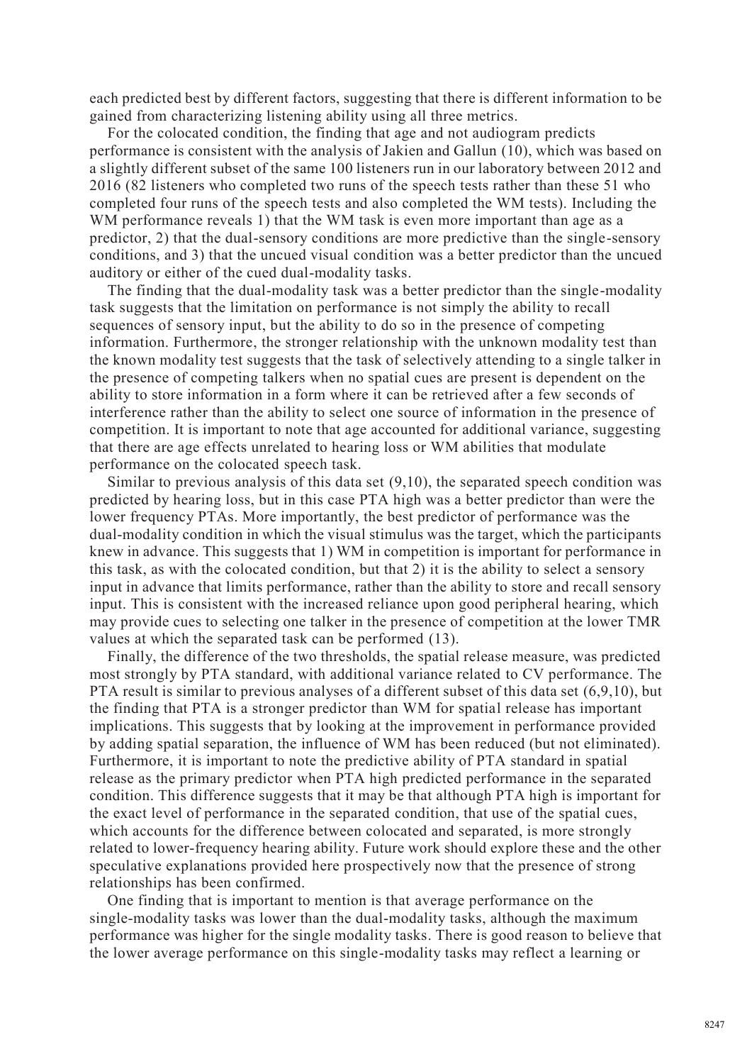each predicted best by different factors, suggesting that there is different information to be gained from characterizing listening ability using all three metrics.

For the colocated condition, the finding that age and not audiogram predicts performance is consistent with the analysis of Jakien and Gallun (10), which was based on a slightly different subset of the same 100 listeners run in our laboratory between 2012 and 2016 (82 listeners who completed two runs of the speech tests rather than these 51 who completed four runs of the speech tests and also completed the WM tests). Including the WM performance reveals 1) that the WM task is even more important than age as a predictor, 2) that the dual-sensory conditions are more predictive than the single-sensory conditions, and 3) that the uncued visual condition was a better predictor than the uncued auditory or either of the cued dual-modality tasks.

The finding that the dual-modality task was a better predictor than the single-modality task suggests that the limitation on performance is not simply the ability to recall sequences of sensory input, but the ability to do so in the presence of competing information. Furthermore, the stronger relationship with the unknown modality test than the known modality test suggests that the task of selectively attending to a single talker in the presence of competing talkers when no spatial cues are present is dependent on the ability to store information in a form where it can be retrieved after a few seconds of interference rather than the ability to select one source of information in the presence of competition. It is important to note that age accounted for additional variance, suggesting that there are age effects unrelated to hearing loss or WM abilities that modulate performance on the colocated speech task.

Similar to previous analysis of this data set (9,10), the separated speech condition was predicted by hearing loss, but in this case PTA high was a better predictor than were the lower frequency PTAs. More importantly, the best predictor of performance was the dual-modality condition in which the visual stimulus was the target, which the participants knew in advance. This suggests that 1) WM in competition is important for performance in this task, as with the colocated condition, but that 2) it is the ability to select a sensory input in advance that limits performance, rather than the ability to store and recall sensory input. This is consistent with the increased reliance upon good peripheral hearing, which may provide cues to selecting one talker in the presence of competition at the lower TMR values at which the separated task can be performed (13).

Finally, the difference of the two thresholds, the spatial release measure, was predicted most strongly by PTA standard, with additional variance related to CV performance. The PTA result is similar to previous analyses of a different subset of this data set (6,9,10), but the finding that PTA is a stronger predictor than WM for spatial release has important implications. This suggests that by looking at the improvement in performance provided by adding spatial separation, the influence of WM has been reduced (but not eliminated). Furthermore, it is important to note the predictive ability of PTA standard in spatial release as the primary predictor when PTA high predicted performance in the separated condition. This difference suggests that it may be that although PTA high is important for the exact level of performance in the separated condition, that use of the spatial cues, which accounts for the difference between colocated and separated, is more strongly related to lower-frequency hearing ability. Future work should explore these and the other speculative explanations provided here prospectively now that the presence of strong relationships has been confirmed.

One finding that is important to mention is that average performance on the single-modality tasks was lower than the dual-modality tasks, although the maximum performance was higher for the single modality tasks. There is good reason to believe that the lower average performance on this single-modality tasks may reflect a learning or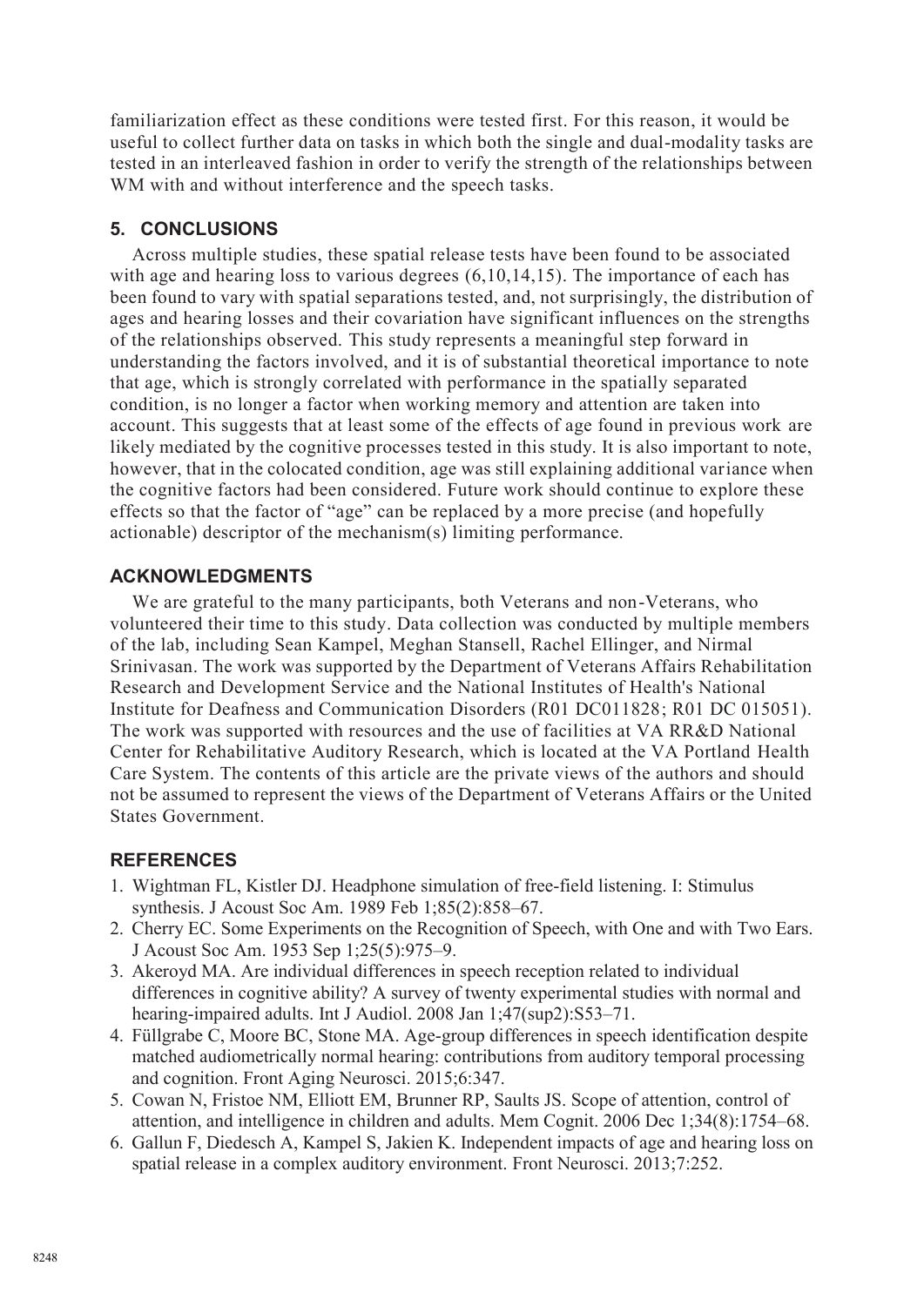familiarization effect as these conditions were tested first. For this reason, it would be useful to collect further data on tasks in which both the single and dual-modality tasks are tested in an interleaved fashion in order to verify the strength of the relationships between WM with and without interference and the speech tasks.

## 5. CONCLUSIONS

Across multiple studies, these spatial release tests have been found to be associated with age and hearing loss to various degrees (6,10,14,15). The importance of each has been found to vary with spatial separations tested, and, not surprisingly, the distribution of ages and hearing losses and their covariation have significant influences on the strengths of the relationships observed. This study represents a meaningful step forward in understanding the factors involved, and it is of substantial theoretical importance to note that age, which is strongly correlated with performance in the spatially separated condition, is no longer a factor when working memory and attention are taken into account. This suggests that at least some of the effects of age found in previous work are likely mediated by the cognitive processes tested in this study. It is also important to note, however, that in the colocated condition, age was still explaining additional variance when the cognitive factors had been considered. Future work should continue to explore these effects so that the factor of "age" can be replaced by a more precise (and hopefully actionable) descriptor of the mechanism(s) limiting performance.

## ACKNOWLEDGMENTS

We are grateful to the many participants, both Veterans and non-Veterans, who volunteered their time to this study. Data collection was conducted by multiple members of the lab, including Sean Kampel, Meghan Stansell, Rachel Ellinger, and Nirmal Srinivasan. The work was supported by the Department of Veterans Affairs Rehabilitation Research and Development Service and the National Institutes of Health's National Institute for Deafness and Communication Disorders (R01 DC011828; R01 DC 015051). The work was supported with resources and the use of facilities at VA RR&D National Center for Rehabilitative Auditory Research, which is located at the VA Portland Health Care System. The contents of this article are the private views of the authors and should not be assumed to represent the views of the Department of Veterans Affairs or the United States Government.

## REFERENCES

1. Wightman FL, Kistler DJ. Headphone simulation of free-field listening. I: Stimulus synthesis. J Acoust Soc Am. 1989 Feb 1;85(2):858–67.
2. Cherry EC. Some Experiments on the Recognition of Speech, with One and with Two Ears. J Acoust Soc Am. 1953 Sep 1;25(5):975–9.
3. Akeroyd MA. Are individual differences in speech reception related to individual differences in cognitive ability? A survey of twenty experimental studies with normal and hearing-impaired adults. Int J Audiol. 2008 Jan 1;47(sup2):S53–71.
4. Füllgrabe C, Moore BC, Stone MA. Age-group differences in speech identification despite matched audiometrically normal hearing: contributions from auditory temporal processing and cognition. Front Aging Neurosci. 2015;6:347.
5. Cowan N, Fristoe NM, Elliott EM, Brunner RP, Saults JS. Scope of attention, control of attention, and intelligence in children and adults. Mem Cognit. 2006 Dec 1;34(8):1754–68.
6. Gallun F, Diedesch A, Kampel S, Jakien K. Independent impacts of age and hearing loss on spatial release in a complex auditory environment. Front Neurosci. 2013;7:252.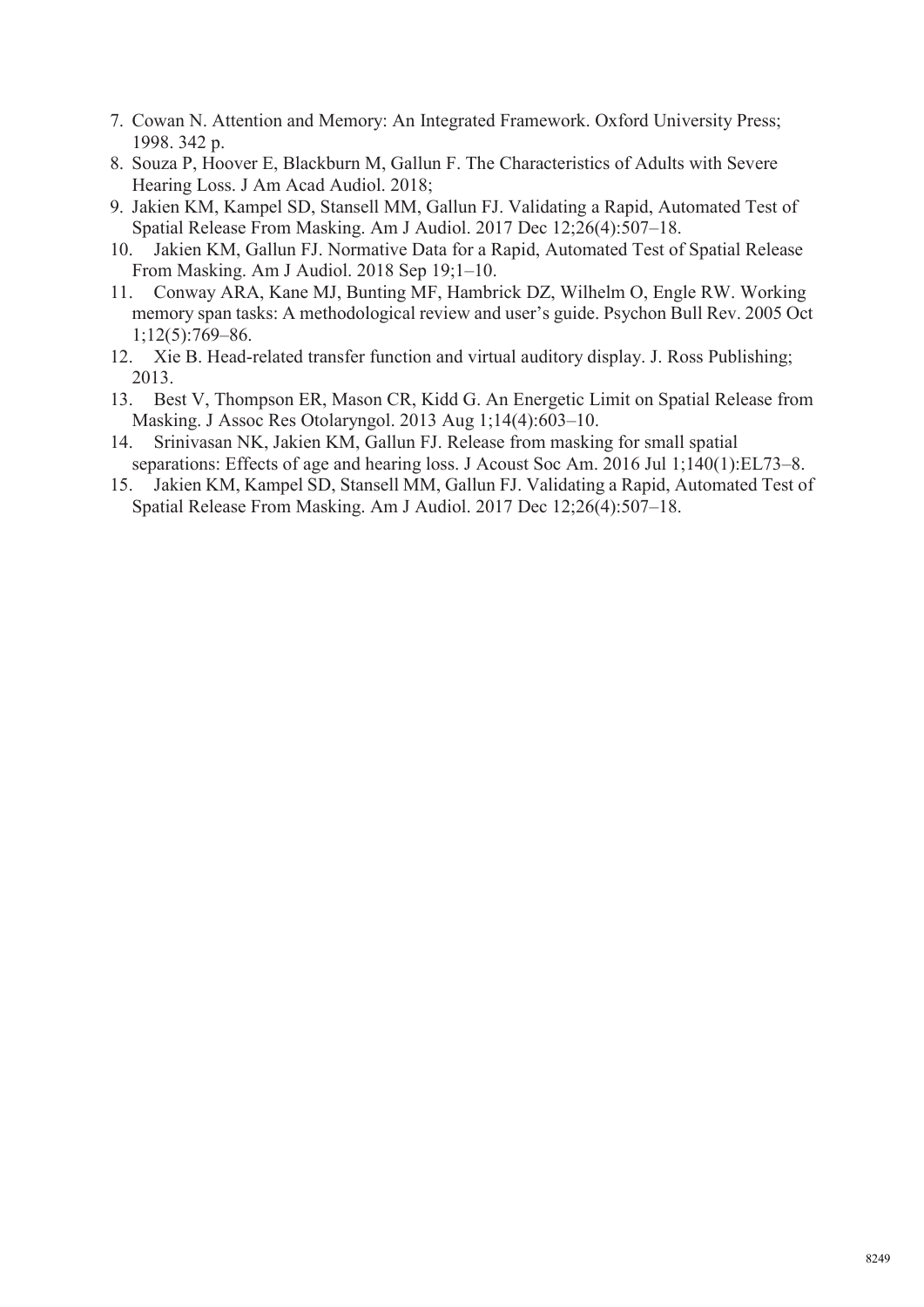7. Cowan N. Attention and Memory: An Integrated Framework. Oxford University Press; 1998. 342 p.
8. Souza P, Hoover E, Blackburn M, Gallun F. The Characteristics of Adults with Severe Hearing Loss. J Am Acad Audiol. 2018;
9. Jakien KM, Kampel SD, Stansell MM, Gallun FJ. Validating a Rapid, Automated Test of Spatial Release From Masking. Am J Audiol. 2017 Dec 12;26(4):507–18.
10. Jakien KM, Gallun FJ. Normative Data for a Rapid, Automated Test of Spatial Release From Masking. Am J Audiol. 2018 Sep 19;1–10.
11. Conway ARA, Kane MJ, Bunting MF, Hambrick DZ, Wilhelm O, Engle RW. Working memory span tasks: A methodological review and user's guide. Psychon Bull Rev. 2005 Oct 1;12(5):769–86.
12. Xie B. Head-related transfer function and virtual auditory display. J. Ross Publishing; 2013.
13. Best V, Thompson ER, Mason CR, Kidd G. An Energetic Limit on Spatial Release from Masking. J Assoc Res Otolaryngol. 2013 Aug 1;14(4):603–10.
14. Srinivasan NK, Jakien KM, Gallun FJ. Release from masking for small spatial separations: Effects of age and hearing loss. J Acoust Soc Am. 2016 Jul 1;140(1):EL73–8.
15. Jakien KM, Kampel SD, Stansell MM, Gallun FJ. Validating a Rapid, Automated Test of Spatial Release From Masking. Am J Audiol. 2017 Dec 12;26(4):507–18.